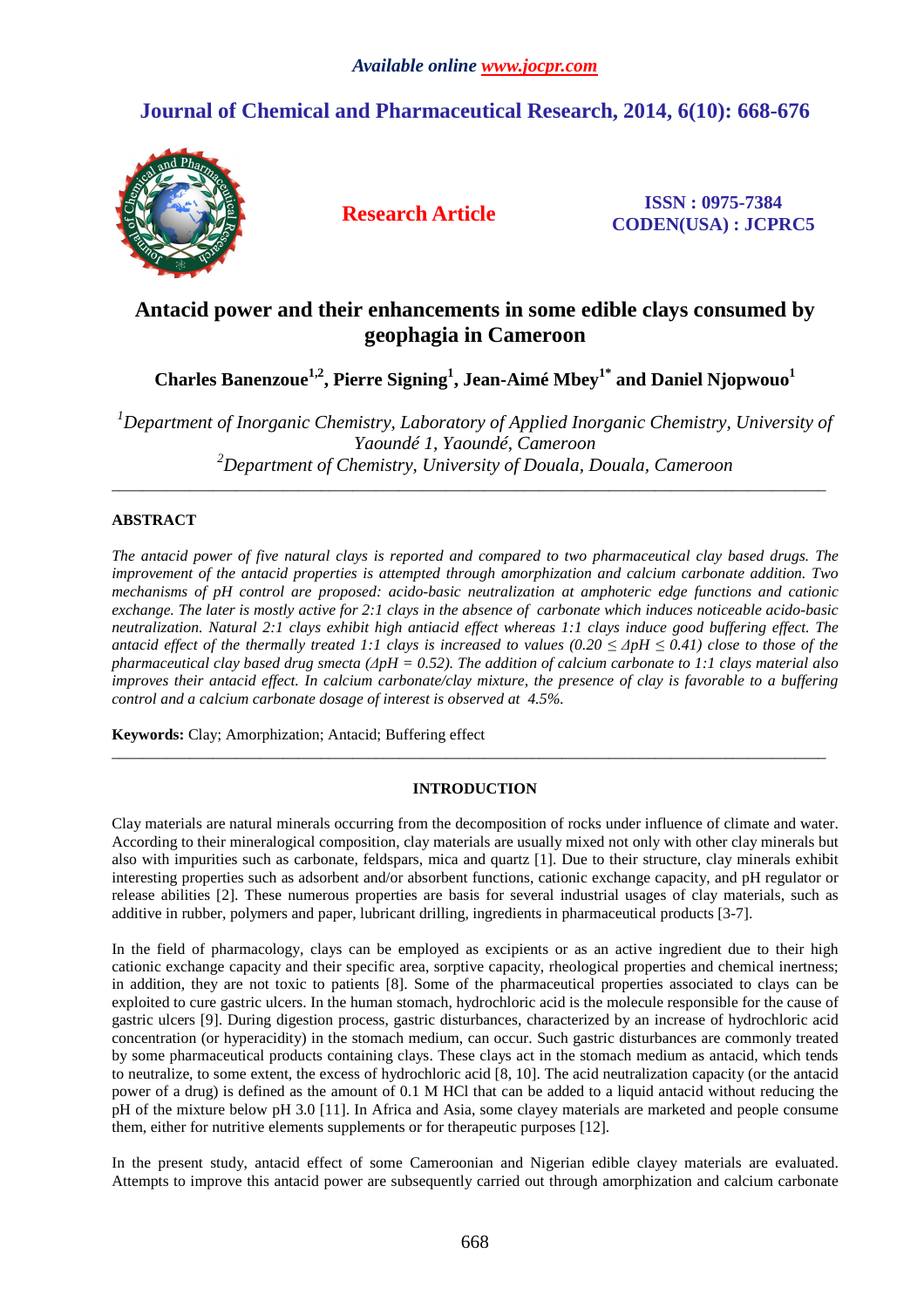*Available online www.jocpr.com*

**Journal of Chemical and Pharmaceutical Research, 2014, 6(10): 668-676**

**Research Article**

**ISSN : 0975-7384**
**CODEN(USA) : JCPRC5**

# Antacid power and their enhancements in some edible clays consumed by geophagia in Cameroon

**Charles Banenzoue[1,2], Pierre Signing[1], Jean-Aimé Mbey[1*] and Daniel Njopwouo[1]**

*[1]Department of Inorganic Chemistry, Laboratory of Applied Inorganic Chemistry, University of Yaoundé 1, Yaoundé, Cameroon*
*[2]Department of Chemistry, University of Douala, Douala, Cameroon*

---

## ABSTRACT

*The antacid power of five natural clays is reported and compared to two pharmaceutical clay based drugs. The improvement of the antacid properties is attempted through amorphization and calcium carbonate addition. Two mechanisms of pH control are proposed: acido-basic neutralization at amphoteric edge functions and cationic exchange. The later is mostly active for 2:1 clays in the absence of carbonate which induces noticeable acido-basic neutralization. Natural 2:1 clays exhibit high antiacid effect whereas 1:1 clays induce good buffering effect. The antacid effect of the thermally treated 1:1 clays is increased to values ($0.20 \leq \Delta pH \leq 0.41$) close to those of the pharmaceutical clay based drug smecta ($\Delta pH = 0.52$). The addition of calcium carbonate to 1:1 clays material also improves their antacid effect. In calcium carbonate/clay mixture, the presence of clay is favorable to a buffering control and a calcium carbonate dosage of interest is observed at 4.5%.*

**Keywords:** Clay; Amorphization; Antacid; Buffering effect

---

## INTRODUCTION

Clay materials are natural minerals occurring from the decomposition of rocks under influence of climate and water. According to their mineralogical composition, clay materials are usually mixed not only with other clay minerals but also with impurities such as carbonate, feldspars, mica and quartz [1]. Due to their structure, clay minerals exhibit interesting properties such as adsorbent and/or absorbent functions, cationic exchange capacity, and pH regulator or release abilities [2]. These numerous properties are basis for several industrial usages of clay materials, such as additive in rubber, polymers and paper, lubricant drilling, ingredients in pharmaceutical products [3-7].

In the field of pharmacology, clays can be employed as excipients or as an active ingredient due to their high cationic exchange capacity and their specific area, sorptive capacity, rheological properties and chemical inertness; in addition, they are not toxic to patients [8]. Some of the pharmaceutical properties associated to clays can be exploited to cure gastric ulcers. In the human stomach, hydrochloric acid is the molecule responsible for the cause of gastric ulcers [9]. During digestion process, gastric disturbances, characterized by an increase of hydrochloric acid concentration (or hyperacidity) in the stomach medium, can occur. Such gastric disturbances are commonly treated by some pharmaceutical products containing clays. These clays act in the stomach medium as antacid, which tends to neutralize, to some extent, the excess of hydrochloric acid [8, 10]. The acid neutralization capacity (or the antacid power of a drug) is defined as the amount of 0.1 M HCl that can be added to a liquid antacid without reducing the pH of the mixture below pH 3.0 [11]. In Africa and Asia, some clayey materials are marketed and people consume them, either for nutritive elements supplements or for therapeutic purposes [12].

In the present study, antacid effect of some Cameroonian and Nigerian edible clayey materials are evaluated. Attempts to improve this antacid power are subsequently carried out through amorphization and calcium carbonate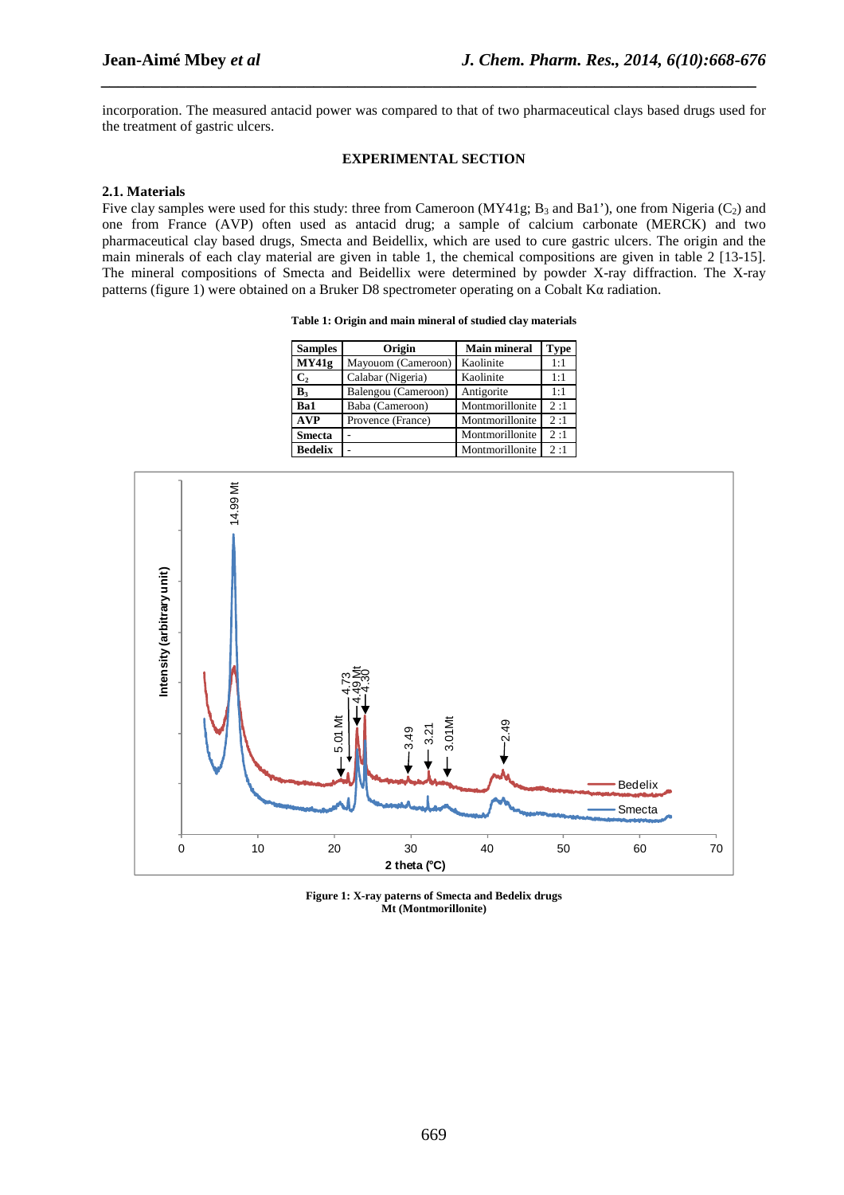incorporation. The measured antacid power was compared to that of two pharmaceutical clays based drugs used for the treatment of gastric ulcers.

## EXPERIMENTAL SECTION

### 2.1. Materials

Five clay samples were used for this study: three from Cameroon (MY41g; $B_3$ and Ba1'), one from Nigeria ($C_2$) and one from France (AVP) often used as antacid drug; a sample of calcium carbonate (MERCK) and two pharmaceutical clay based drugs, Smecta and Beidellix, which are used to cure gastric ulcers. The origin and the main minerals of each clay material are given in table 1, the chemical compositions are given in table 2 [13-15]. The mineral compositions of Smecta and Beidellix were determined by powder X-ray diffraction. The X-ray patterns (figure 1) were obtained on a Bruker D8 spectrometer operating on a Cobalt Kα radiation.

**Table 1: Origin and main mineral of studied clay materials**

| Samples | Origin | Main mineral | Type |
|---|---|---|---|
| **MY41g** | Mayouom (Cameroon) | Kaolinite | 1:1 |
| **$C_2$** | Calabar (Nigeria) | Kaolinite | 1:1 |
| **$B_3$** | Balengou (Cameroon) | Antigorite | 1:1 |
| **Ba1** | Baba (Cameroon) | Montmorillonite | 2 :1 |
| **AVP** | Provence (France) | Montmorillonite | 2 :1 |
| **Smecta** | - | Montmorillonite | 2 :1 |
| **Bedelix** | - | Montmorillonite | 2 :1 |

Intensity (arbitrary unit)

14.99 Mt

5.01 Mt

4.73

4.49 Mt

4.30

3.49

3.21

3.01Mt

2.49

Bedelix

Smecta

0 10 20 30 40 50 60 70

2 theta (°C)

**Figure 1: X-ray paterns of Smecta and Bedelix drugs**
**Mt (Montmorillonite)**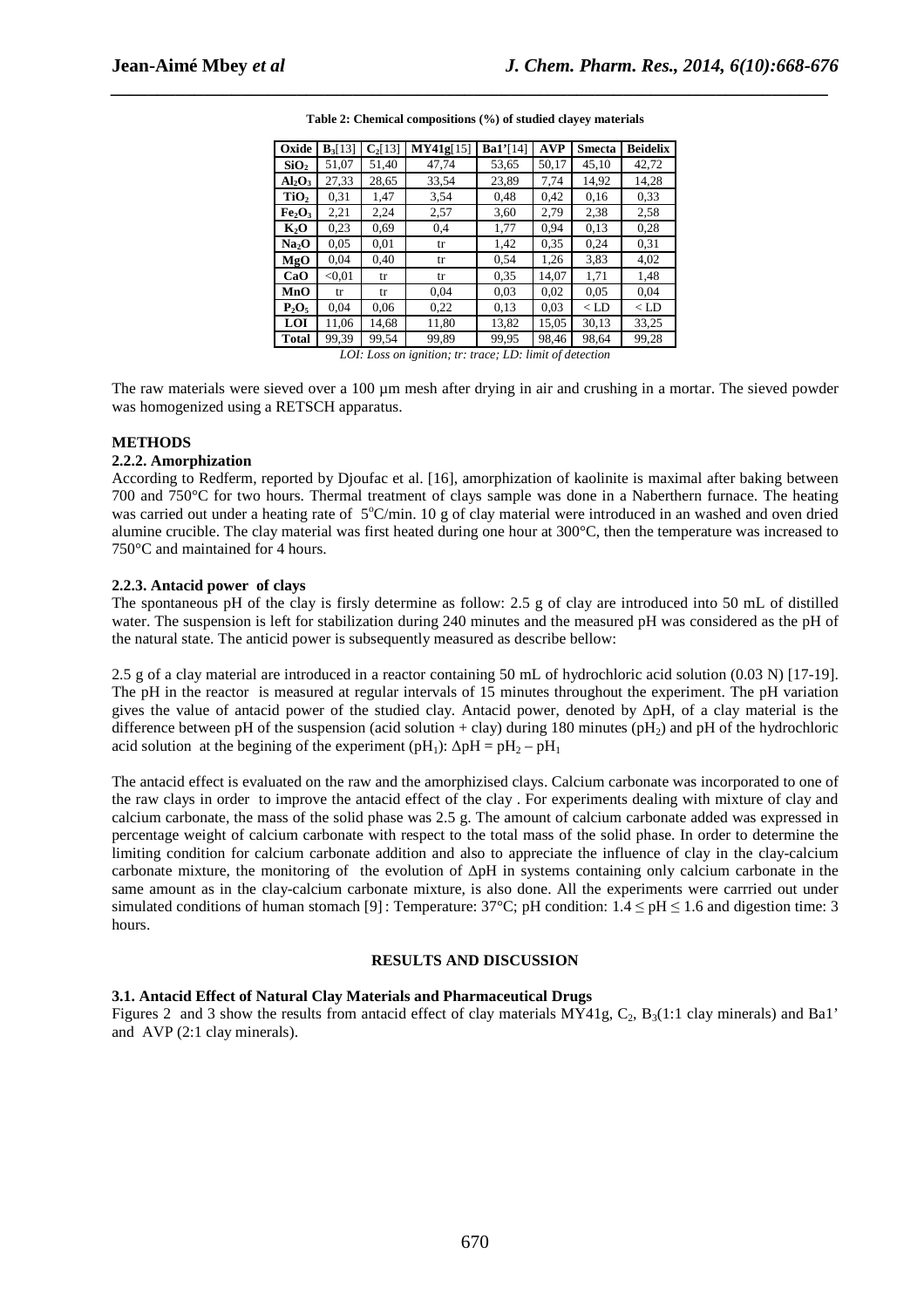**Table 2: Chemical compositions (%) of studied clayey materials**

| Oxide | $B_3$[13] | $C_2$[13] | MY41g[15] | Ba1'[14] | AVP | Smecta | Beidelix |
|---|---|---|---|---|---|---|---|
| $SiO_2$ | 51,07 | 51,40 | 47,74 | 53,65 | 50,17 | 45,10 | 42,72 |
| $Al_2O_3$ | 27,33 | 28,65 | 33,54 | 23,89 | 7,74 | 14,92 | 14,28 |
| $TiO_2$ | 0,31 | 1,47 | 3,54 | 0,48 | 0,42 | 0,16 | 0,33 |
| $Fe_2O_3$ | 2,21 | 2,24 | 2,57 | 3,60 | 2,79 | 2,38 | 2,58 |
| $K_2O$ | 0,23 | 0,69 | 0,4 | 1,77 | 0,94 | 0,13 | 0,28 |
| $Na_2O$ | 0,05 | 0,01 | tr | 1,42 | 0,35 | 0,24 | 0,31 |
| MgO | 0,04 | 0,40 | tr | 0,54 | 1,26 | 3,83 | 4,02 |
| CaO | <0,01 | tr | tr | 0,35 | 14,07 | 1,71 | 1,48 |
| MnO | tr | tr | 0,04 | 0,03 | 0,02 | 0,05 | 0,04 |
| $P_2O_5$ | 0,04 | 0,06 | 0,22 | 0,13 | 0,03 | < LD | < LD |
| LOI | 11,06 | 14,68 | 11,80 | 13,82 | 15,05 | 30,13 | 33,25 |
| Total | 99,39 | 99,54 | 99,89 | 99,95 | 98,46 | 98,64 | 99,28 |

*LOI: Loss on ignition; tr: trace; LD: limit of detection*

The raw materials were sieved over a 100 µm mesh after drying in air and crushing in a mortar. The sieved powder was homogenized using a RETSCH apparatus.

## METHODS

### 2.2.2. Amorphization

According to Redferm, reported by Djoufac et al. [16], amorphization of kaolinite is maximal after baking between 700 and 750°C for two hours. Thermal treatment of clays sample was done in a Naberthern furnace. The heating was carried out under a heating rate of 5°C/min. 10 g of clay material were introduced in an washed and oven dried alumine crucible. The clay material was first heated during one hour at 300°C, then the temperature was increased to 750°C and maintained for 4 hours.

### 2.2.3. Antacid power of clays

The spontaneous pH of the clay is firsly determine as follow: 2.5 g of clay are introduced into 50 mL of distilled water. The suspension is left for stabilization during 240 minutes and the measured pH was considered as the pH of the natural state. The anticid power is subsequently measured as describe bellow:

2.5 g of a clay material are introduced in a reactor containing 50 mL of hydrochloric acid solution (0.03 N) [17-19]. The pH in the reactor is measured at regular intervals of 15 minutes throughout the experiment. The pH variation gives the value of antacid power of the studied clay. Antacid power, denoted by ΔpH, of a clay material is the difference between pH of the suspension (acid solution + clay) during 180 minutes ($pH_2$) and pH of the hydrochloric acid solution at the begining of the experiment ($pH_1$): $\Delta pH = pH_2 - pH_1$

The antacid effect is evaluated on the raw and the amorphizised clays. Calcium carbonate was incorporated to one of the raw clays in order to improve the antacid effect of the clay . For experiments dealing with mixture of clay and calcium carbonate, the mass of the solid phase was 2.5 g. The amount of calcium carbonate added was expressed in percentage weight of calcium carbonate with respect to the total mass of the solid phase. In order to determine the limiting condition for calcium carbonate addition and also to appreciate the influence of clay in the clay-calcium carbonate mixture, the monitoring of the evolution of ΔpH in systems containing only calcium carbonate in the same amount as in the clay-calcium carbonate mixture, is also done. All the experiments were carrried out under simulated conditions of human stomach [9] : Temperature: 37°C; pH condition: $1.4 \leq pH \leq 1.6$ and digestion time: 3 hours.

## RESULTS AND DISCUSSION

### 3.1. Antacid Effect of Natural Clay Materials and Pharmaceutical Drugs

Figures 2 and 3 show the results from antacid effect of clay materials MY41g, $C_2$, $B_3$(1:1 clay minerals) and Ba1' and AVP (2:1 clay minerals).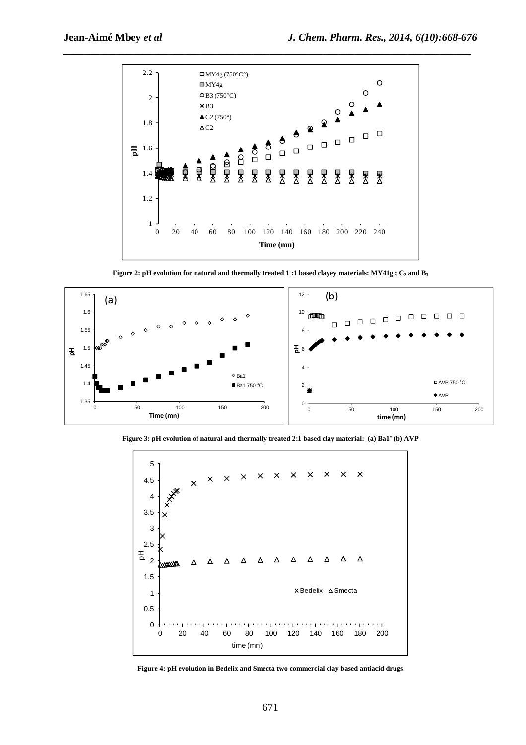2.2
1.8
1.6
1.4
1.2
1
2
pH
□ MY4g (750°C°)
■ MY4g
○ B3 (750°C)
✕ B3
▲ C2 (750°)
△ C2
0 20 40 60 80 100 120 140 160 180 200 220 240
Time (mn)

**Figure 2: pH evolution for natural and thermally treated 1 :1 based clayey materials: MY41g ; $C_2$ and $B_3$**

(a)
1.65
1.6
1.55
1.5
1.45
1.4
1.35
pH
◇ Ba1
■ Ba1 750 °C
0 50 100 150 200
Time (mn)

(b)
12
10
8
6
4
2
0
pH
□ AVP 750 °C
◆ AVP
0 50 100 150 200
time (mn)

**Figure 3: pH evolution of natural and thermally treated 2:1 based clay material: (a) Ba1' (b) AVP**

5
4.5
4
3.5
3
2.5
2
1.5
1
0.5
0
pH
✕ Bedelix △ Smecta
0 20 40 60 80 100 120 140 160 180 200
time (mn)

**Figure 4: pH evolution in Bedelix and Smecta two commercial clay based antiacid drugs**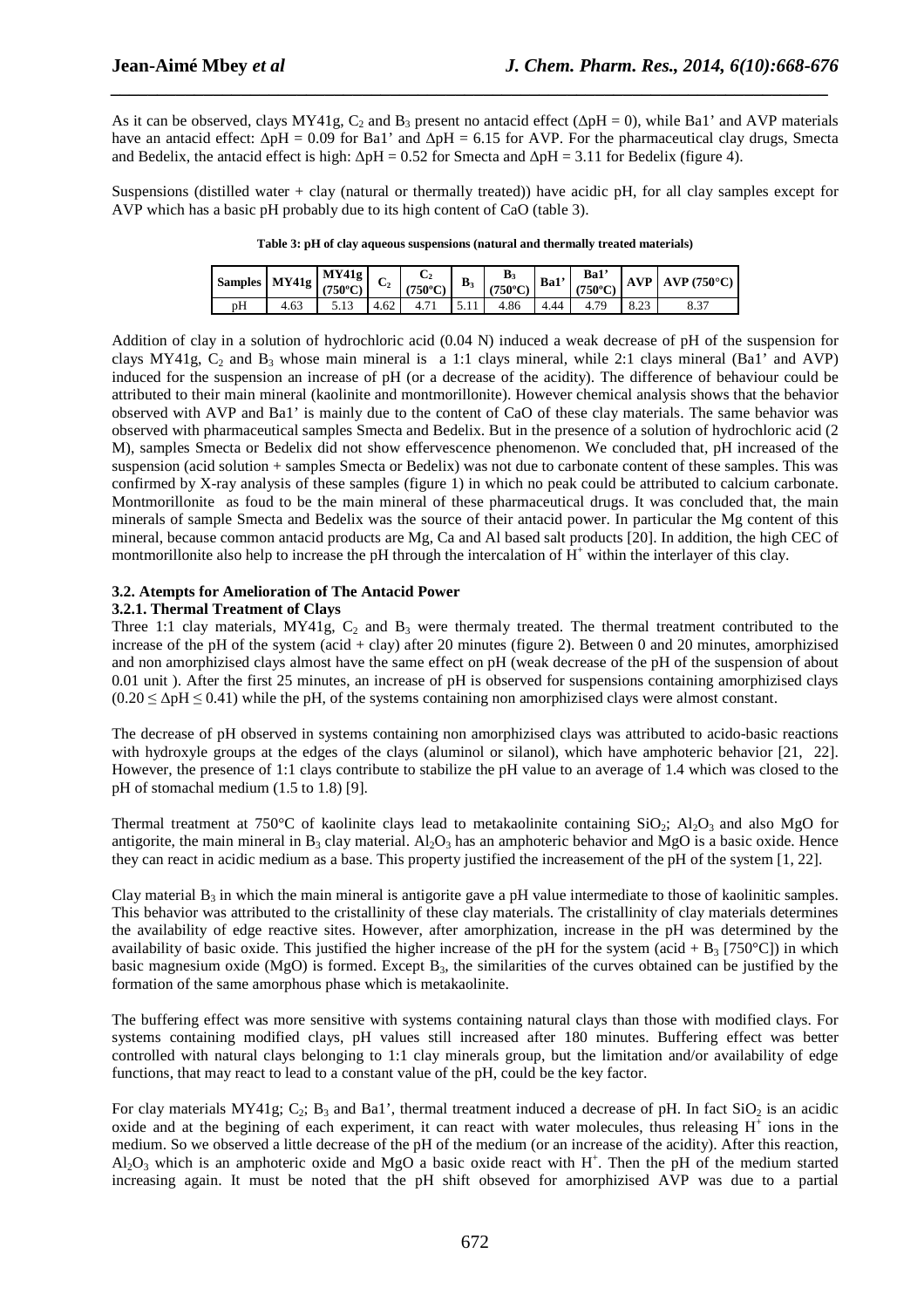As it can be observed, clays MY41g, $C_2$ and $B_3$ present no antacid effect ($\Delta pH = 0$), while Ba1' and AVP materials have an antacid effect: $\Delta pH = 0.09$ for Ba1' and $\Delta pH = 6.15$ for AVP. For the pharmaceutical clay drugs, Smecta and Bedelix, the antacid effect is high: $\Delta pH = 0.52$ for Smecta and $\Delta pH = 3.11$ for Bedelix (figure 4).

Suspensions (distilled water + clay (natural or thermally treated)) have acidic pH, for all clay samples except for AVP which has a basic pH probably due to its high content of CaO (table 3).

**Table 3: pH of clay aqueous suspensions (natural and thermally treated materials)**

| Samples | MY41g | MY41g (750ºC) | $C_2$ | $C_2$ (750ºC) | $B_3$ | $B_3$ (750ºC) | Ba1' | Ba1' (750ºC) | AVP | AVP (750°C) |
|---|---|---|---|---|---|---|---|---|---|---|
| pH | 4.63 | 5.13 | 4.62 | 4.71 | 5.11 | 4.86 | 4.44 | 4.79 | 8.23 | 8.37 |

Addition of clay in a solution of hydrochloric acid (0.04 N) induced a weak decrease of pH of the suspension for clays MY41g, $C_2$ and $B_3$ whose main mineral is a 1:1 clays mineral, while 2:1 clays mineral (Ba1' and AVP) induced for the suspension an increase of pH (or a decrease of the acidity). The difference of behaviour could be attributed to their main mineral (kaolinite and montmorillonite). However chemical analysis shows that the behavior observed with AVP and Ba1' is mainly due to the content of CaO of these clay materials. The same behavior was observed with pharmaceutical samples Smecta and Bedelix. But in the presence of a solution of hydrochloric acid (2 M), samples Smecta or Bedelix did not show effervescence phenomenon. We concluded that, pH increased of the suspension (acid solution + samples Smecta or Bedelix) was not due to carbonate content of these samples. This was confirmed by X-ray analysis of these samples (figure 1) in which no peak could be attributed to calcium carbonate. Montmorillonite as foud to be the main mineral of these pharmaceutical drugs. It was concluded that, the main minerals of sample Smecta and Bedelix was the source of their antacid power. In particular the Mg content of this mineral, because common antacid products are Mg, Ca and Al based salt products [20]. In addition, the high CEC of montmorillonite also help to increase the pH through the intercalation of $H^+$ within the interlayer of this clay.

### 3.2. Atempts for Amelioration of The Antacid Power

#### 3.2.1. Thermal Treatment of Clays

Three 1:1 clay materials, MY41g, $C_2$ and $B_3$ were thermaly treated. The thermal treatment contributed to the increase of the pH of the system (acid + clay) after 20 minutes (figure 2). Between 0 and 20 minutes, amorphizised and non amorphizised clays almost have the same effect on pH (weak decrease of the pH of the suspension of about 0.01 unit ). After the first 25 minutes, an increase of pH is observed for suspensions containing amorphizised clays ($0.20 \leq \Delta pH \leq 0.41$) while the pH, of the systems containing non amorphizised clays were almost constant.

The decrease of pH observed in systems containing non amorphizised clays was attributed to acido-basic reactions with hydroxyle groups at the edges of the clays (aluminol or silanol), which have amphoteric behavior [21, 22]. However, the presence of 1:1 clays contribute to stabilize the pH value to an average of 1.4 which was closed to the pH of stomachal medium (1.5 to 1.8) [9].

Thermal treatment at 750°C of kaolinite clays lead to metakaolinite containing $SiO_2$; $Al_2O_3$ and also MgO for antigorite, the main mineral in $B_3$ clay material. $Al_2O_3$ has an amphoteric behavior and MgO is a basic oxide. Hence they can react in acidic medium as a base. This property justified the increasement of the pH of the system [1, 22].

Clay material $B_3$ in which the main mineral is antigorite gave a pH value intermediate to those of kaolinitic samples. This behavior was attributed to the cristallinity of these clay materials. The cristallinity of clay materials determines the availability of edge reactive sites. However, after amorphization, increase in the pH was determined by the availability of basic oxide. This justified the higher increase of the pH for the system (acid + $B_3$ [750°C]) in which basic magnesium oxide (MgO) is formed. Except $B_3$, the similarities of the curves obtained can be justified by the formation of the same amorphous phase which is metakaolinite.

The buffering effect was more sensitive with systems containing natural clays than those with modified clays. For systems containing modified clays, pH values still increased after 180 minutes. Buffering effect was better controlled with natural clays belonging to 1:1 clay minerals group, but the limitation and/or availability of edge functions, that may react to lead to a constant value of the pH, could be the key factor.

For clay materials MY41g; $C_2$; $B_3$ and Ba1', thermal treatment induced a decrease of pH. In fact $SiO_2$ is an acidic oxide and at the begining of each experiment, it can react with water molecules, thus releasing $H^+$ ions in the medium. So we observed a little decrease of the pH of the medium (or an increase of the acidity). After this reaction, $Al_2O_3$ which is an amphoteric oxide and MgO a basic oxide react with $H^+$. Then the pH of the medium started increasing again. It must be noted that the pH shift obseved for amorphizised AVP was due to a partial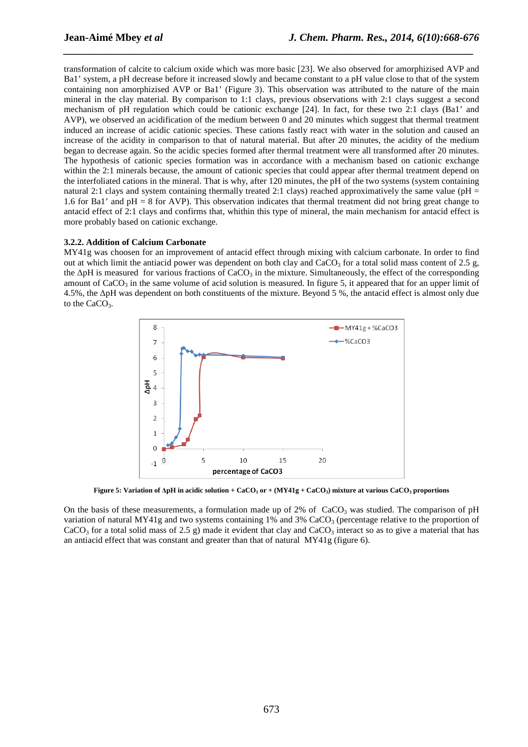transformation of calcite to calcium oxide which was more basic [23]. We also observed for amorphizised AVP and Ba1' system, a pH decrease before it increased slowly and became constant to a pH value close to that of the system containing non amorphizised AVP or Ba1' (Figure 3). This observation was attributed to the nature of the main mineral in the clay material. By comparison to 1:1 clays, previous observations with 2:1 clays suggest a second mechanism of pH regulation which could be cationic exchange [24]. In fact, for these two 2:1 clays (Ba1' and AVP), we observed an acidification of the medium between 0 and 20 minutes which suggest that thermal treatment induced an increase of acidic cationic species. These cations fastly react with water in the solution and caused an increase of the acidity in comparison to that of natural material. But after 20 minutes, the acidity of the medium began to decrease again. So the acidic species formed after thermal treatment were all transformed after 20 minutes. The hypothesis of cationic species formation was in accordance with a mechanism based on cationic exchange within the 2:1 minerals because, the amount of cationic species that could appear after thermal treatment depend on the interfoliated cations in the mineral. That is why, after 120 minutes, the pH of the two systems (system containing natural 2:1 clays and system containing thermally treated 2:1 clays) reached approximatively the same value (pH = 1.6 for Ba1' and pH = 8 for AVP). This observation indicates that thermal treatment did not bring great change to antacid effect of 2:1 clays and confirms that, whithin this type of mineral, the main mechanism for antacid effect is more probably based on cationic exchange.

### 3.2.2. Addition of Calcium Carbonate

MY41g was choosen for an improvement of antacid effect through mixing with calcium carbonate. In order to find out at which limit the antiacid power was dependent on both clay and $CaCO_3$ for a total solid mass content of 2.5 g, the ΔpH is measured for various fractions of $CaCO_3$ in the mixture. Simultaneously, the effect of the corresponding amount of $CaCO_3$ in the same volume of acid solution is measured. In figure 5, it appeared that for an upper limit of 4.5%, the ΔpH was dependent on both constituents of the mixture. Beyond 5 %, the antacid effect is almost only due to the $CaCO_3$.

MY41g + %CaCO3
%CaCO3
ΔpH
8
7
6
5
4
3
2
1
0
-1
0
5
10
15
20
percentage of CaCO3

**Figure 5: Variation of ΔpH in acidic solution + $CaCO_3$ or + (MY41g + $CaCO_3$) mixture at various $CaCO_3$ proportions**

On the basis of these measurements, a formulation made up of 2% of $CaCO_3$ was studied. The comparison of pH variation of natural MY41g and two systems containing 1% and 3% $CaCO_3$ (percentage relative to the proportion of $CaCO_3$ for a total solid mass of 2.5 g) made it evident that clay and $CaCO_3$ interact so as to give a material that has an antiacid effect that was constant and greater than that of natural MY41g (figure 6).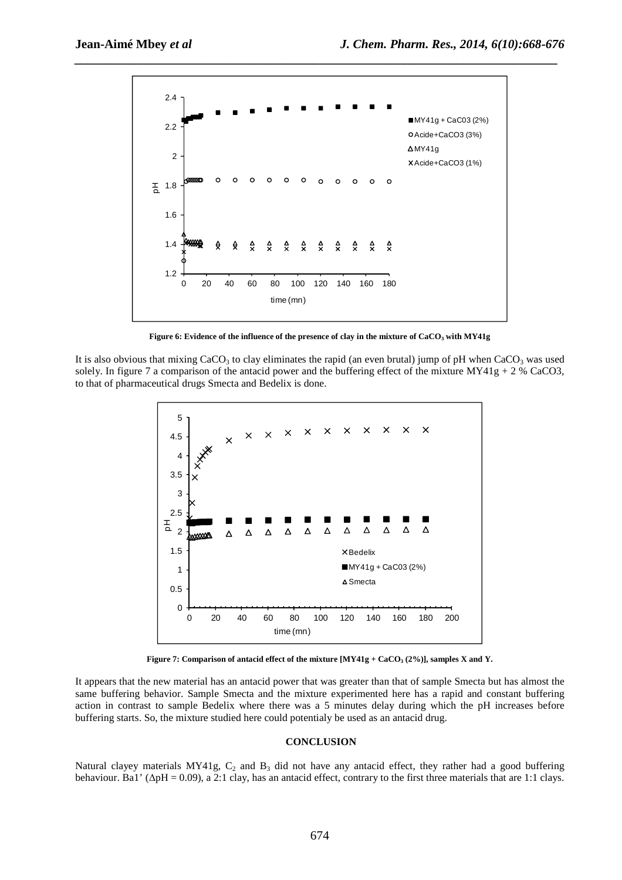2.4
2.2
2
1.8
1.6
1.4
1.2
pH
0 20 40 60 80 100 120 140 160 180
time (mn)
MY41g + CaC03 (2%)
Acide+CaCO3 (3%)
MY41g
Acide+CaCO3 (1%)

**Figure 6: Evidence of the influence of the presence of clay in the mixture of $CaCO_3$ with MY41g**

It is also obvious that mixing $CaCO_3$ to clay eliminates the rapid (an even brutal) jump of pH when $CaCO_3$ was used solely. In figure 7 a comparison of the antacid power and the buffering effect of the mixture MY41g + 2 % CaCO3, to that of pharmaceutical drugs Smecta and Bedelix is done.

5
4.5
4
3.5
3
2.5
2
1.5
1
0.5
0
pH
0 20 40 60 80 100 120 140 160 180 200
time (mn)
Bedelix
MY41g + CaC03 (2%)
Smecta

**Figure 7: Comparison of antacid effect of the mixture [MY41g + $CaCO_3$ (2%)], samples X and Y.**

It appears that the new material has an antacid power that was greater than that of sample Smecta but has almost the same buffering behavior. Sample Smecta and the mixture experimented here has a rapid and constant buffering action in contrast to sample Bedelix where there was a 5 minutes delay during which the pH increases before buffering starts. So, the mixture studied here could potentialy be used as an antacid drug.

## CONCLUSION

Natural clayey materials MY41g, $C_2$ and $B_3$ did not have any antacid effect, they rather had a good buffering behaviour. Ba1' ($\Delta pH = 0.09$), a 2:1 clay, has an antacid effect, contrary to the first three materials that are 1:1 clays.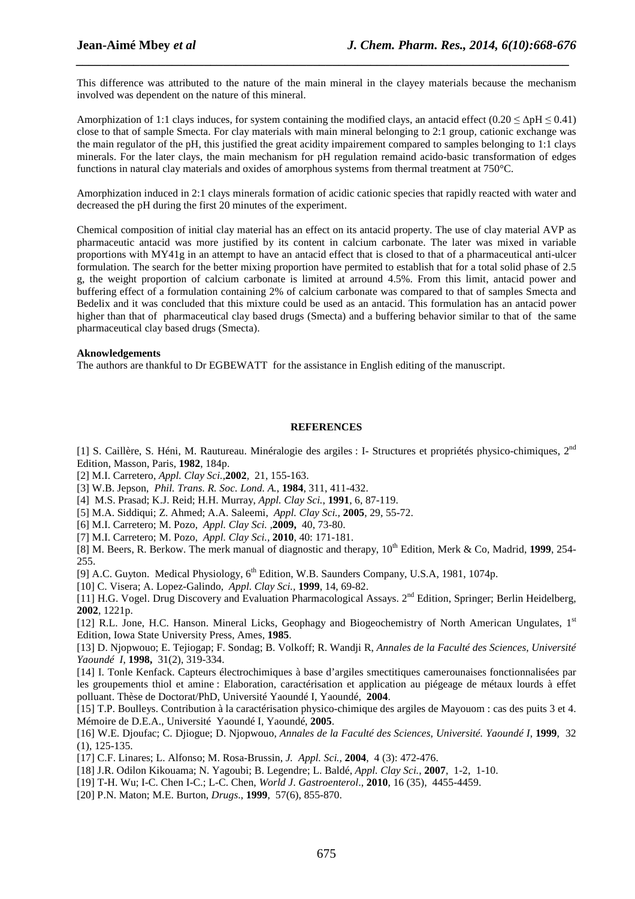This difference was attributed to the nature of the main mineral in the clayey materials because the mechanism involved was dependent on the nature of this mineral.

Amorphization of 1:1 clays induces, for system containing the modified clays, an antacid effect ($0.20 \leq \Delta pH \leq 0.41$) close to that of sample Smecta. For clay materials with main mineral belonging to 2:1 group, cationic exchange was the main regulator of the pH, this justified the great acidity impairement compared to samples belonging to 1:1 clays minerals. For the later clays, the main mechanism for pH regulation remaind acido-basic transformation of edges functions in natural clay materials and oxides of amorphous systems from thermal treatment at 750°C.

Amorphization induced in 2:1 clays minerals formation of acidic cationic species that rapidly reacted with water and decreased the pH during the first 20 minutes of the experiment.

Chemical composition of initial clay material has an effect on its antacid property. The use of clay material AVP as pharmaceutic antacid was more justified by its content in calcium carbonate. The later was mixed in variable proportions with MY41g in an attempt to have an antacid effect that is closed to that of a pharmaceutical anti-ulcer formulation. The search for the better mixing proportion have permited to establish that for a total solid phase of 2.5 g, the weight proportion of calcium carbonate is limited at arround 4.5%. From this limit, antacid power and buffering effect of a formulation containing 2% of calcium carbonate was compared to that of samples Smecta and Bedelix and it was concluded that this mixture could be used as an antacid. This formulation has an antacid power higher than that of pharmaceutical clay based drugs (Smecta) and a buffering behavior similar to that of the same pharmaceutical clay based drugs (Smecta).

**Aknowledgements**

The authors are thankful to Dr EGBEWATT for the assistance in English editing of the manuscript.

## REFERENCES

[1] S. Caillère, S. Héni, M. Rautureau. Minéralogie des argiles : I- Structures et propriétés physico-chimiques, 2nd Edition, Masson, Paris, **1982**, 184p.

[2] M.I. Carretero, *Appl. Clay Sci.*,**2002**, 21, 155-163.

[3] W.B. Jepson, *Phil. Trans. R. Soc. Lond. A.*, **1984**, 311, 411-432.

[4] M.S. Prasad; K.J. Reid; H.H. Murray, *Appl. Clay Sci.*, **1991**, 6, 87-119.

[5] M.A. Siddiqui; Z. Ahmed; A.A. Saleemi, *Appl. Clay Sci.*, **2005**, 29, 55-72.

[6] M.I. Carretero; M. Pozo, *Appl. Clay Sci.* ,**2009,** 40, 73-80.

[7] M.I. Carretero; M. Pozo, *Appl. Clay Sci.*, **2010**, 40: 171-181.

[8] M. Beers, R. Berkow. The merk manual of diagnostic and therapy, 10th Edition, Merk & Co, Madrid, **1999**, 254-255.

[9] A.C. Guyton. Medical Physiology, 6th Edition, W.B. Saunders Company, U.S.A, 1981, 1074p.

[10] C. Visera; A. Lopez-Galindo, *Appl. Clay Sci.*, **1999**, 14, 69-82.

[11] H.G. Vogel. Drug Discovery and Evaluation Pharmacological Assays. 2nd Edition, Springer; Berlin Heidelberg, **2002**, 1221p.

[12] R.L. Jone, H.C. Hanson. Mineral Licks, Geophagy and Biogeochemistry of North American Ungulates, 1st Edition, Iowa State University Press, Ames, **1985**.

[13] D. Njopwouo; E. Tejiogap; F. Sondag; B. Volkoff; R. Wandji R, *Annales de la Faculté des Sciences, Université Yaoundé I*, **1998,** 31(2), 319-334.

[14] I. Tonle Kenfack. Capteurs électrochimiques à base d'argiles smectitiques camerounaises fonctionnalisées par les groupements thiol et amine : Elaboration, caractérisation et application au piégeage de métaux lourds à effet polluant. Thèse de Doctorat/PhD, Université Yaoundé I, Yaoundé, **2004**.

[15] T.P. Boulleys. Contribution à la caractérisation physico-chimique des argiles de Mayouom : cas des puits 3 et 4. Mémoire de D.E.A., Université Yaoundé I, Yaoundé, **2005**.

[16] W.E. Djoufac; C. Djiogue; D. Njopwouo, *Annales de la Faculté des Sciences, Université. Yaoundé I*, **1999**, 32 (1), 125-135.

[17] C.F. Linares; L. Alfonso; M. Rosa-Brussin, *J. Appl. Sci.*, **2004**, 4 (3): 472-476.

[18] J.R. Odilon Kikouama; N. Yagoubi; B. Legendre; L. Baldé, *Appl. Clay Sci.*, **2007**, 1-2, 1-10.

[19] T-H. Wu; I-C. Chen I-C.; L-C. Chen, *World J. Gastroenterol*., **2010**, 16 (35), 4455-4459.

[20] P.N. Maton; M.E. Burton, *Drugs*., **1999**, 57(6), 855-870.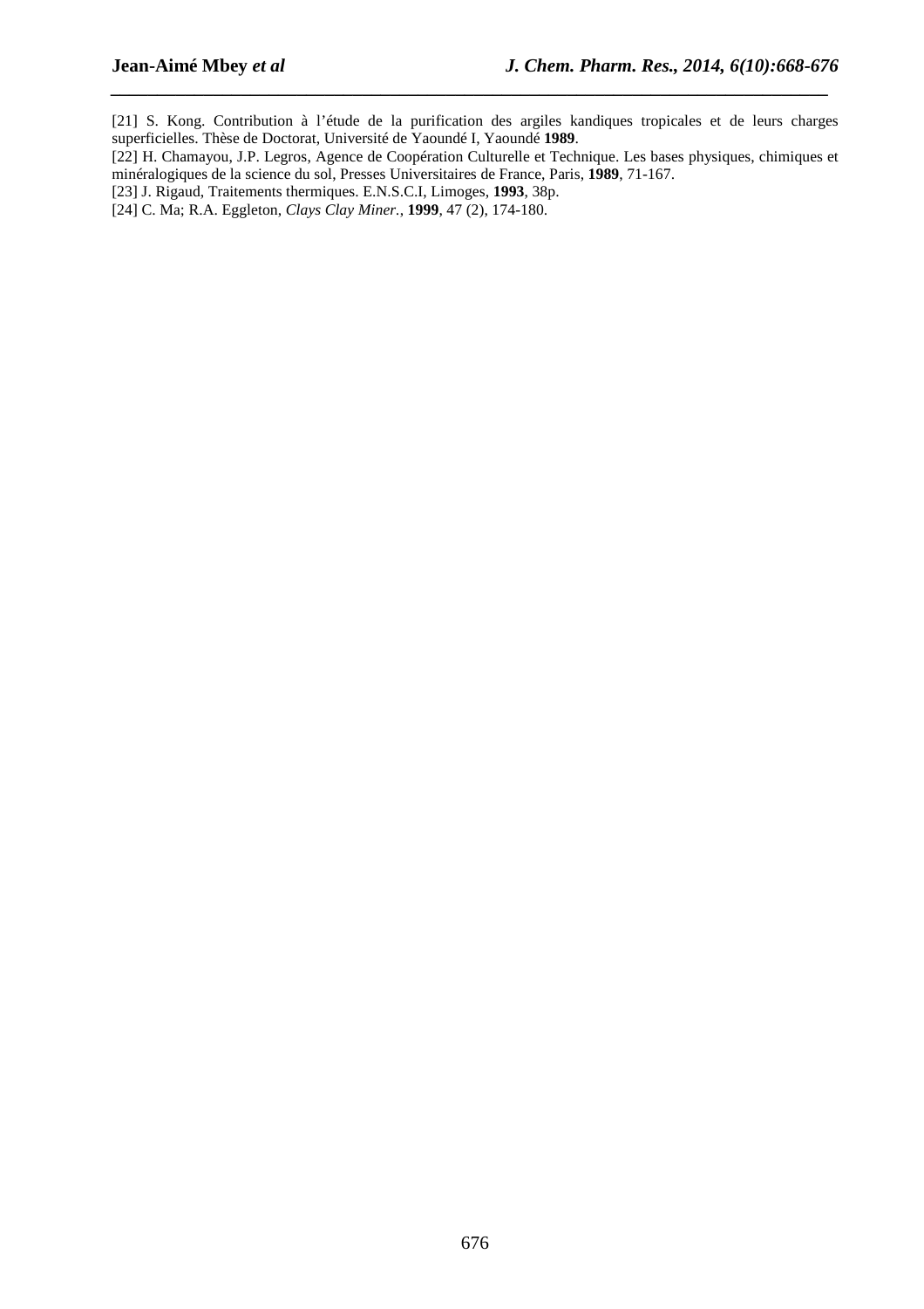[21] S. Kong. Contribution à l'étude de la purification des argiles kandiques tropicales et de leurs charges superficielles. Thèse de Doctorat, Université de Yaoundé I, Yaoundé **1989**.

[22] H. Chamayou, J.P. Legros, Agence de Coopération Culturelle et Technique. Les bases physiques, chimiques et minéralogiques de la science du sol, Presses Universitaires de France, Paris, **1989**, 71-167.

[23] J. Rigaud, Traitements thermiques. E.N.S.C.I, Limoges, **1993**, 38p.

[24] C. Ma; R.A. Eggleton, *Clays Clay Miner.*, **1999**, 47 (2), 174-180.